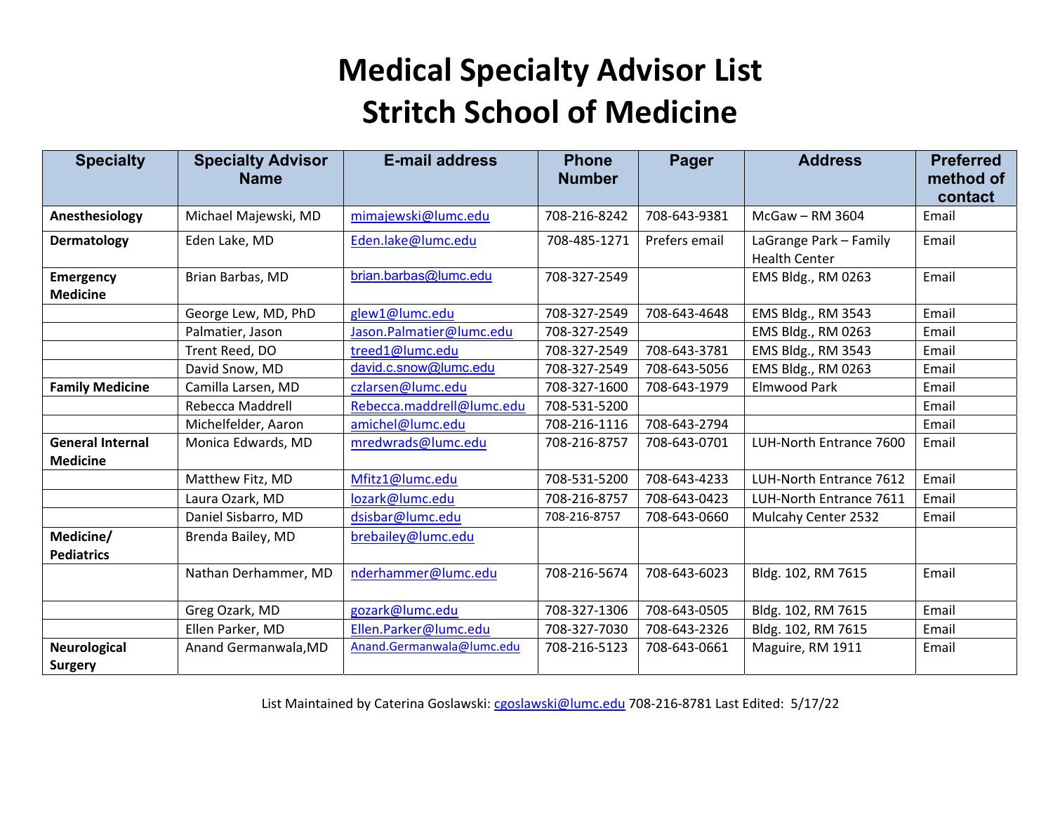# Medical Specialty Advisor List
# Stritch School of Medicine

| Specialty | Specialty Advisor Name | E-mail address | Phone Number | Pager | Address | Preferred method of contact |
|---|---|---|---|---|---|---|
| **Anesthesiology** | Michael Majewski, MD | mimajewski@lumc.edu | 708-216-8242 | 708-643-9381 | McGaw – RM 3604 | Email |
| **Dermatology** | Eden Lake, MD | Eden.lake@lumc.edu | 708-485-1271 | Prefers email | LaGrange Park – Family Health Center | Email |
| **Emergency Medicine** | Brian Barbas, MD | brian.barbas@lumc.edu | 708-327-2549 | | EMS Bldg., RM 0263 | Email |
| | George Lew, MD, PhD | glew1@lumc.edu | 708-327-2549 | 708-643-4648 | EMS Bldg., RM 3543 | Email |
| | Palmatier, Jason | Jason.Palmatier@lumc.edu | 708-327-2549 | | EMS Bldg., RM 0263 | Email |
| | Trent Reed, DO | treed1@lumc.edu | 708-327-2549 | 708-643-3781 | EMS Bldg., RM 3543 | Email |
| | David Snow, MD | david.c.snow@lumc.edu | 708-327-2549 | 708-643-5056 | EMS Bldg., RM 0263 | Email |
| **Family Medicine** | Camilla Larsen, MD | czlarsen@lumc.edu | 708-327-1600 | 708-643-1979 | Elmwood Park | Email |
| | Rebecca Maddrell | Rebecca.maddrell@lumc.edu | 708-531-5200 | | | Email |
| | Michelfelder, Aaron | amichel@lumc.edu | 708-216-1116 | 708-643-2794 | | Email |
| **General Internal Medicine** | Monica Edwards, MD | mredwrads@lumc.edu | 708-216-8757 | 708-643-0701 | LUH-North Entrance 7600 | Email |
| | Matthew Fitz, MD | Mfitz1@lumc.edu | 708-531-5200 | 708-643-4233 | LUH-North Entrance 7612 | Email |
| | Laura Ozark, MD | lozark@lumc.edu | 708-216-8757 | 708-643-0423 | LUH-North Entrance 7611 | Email |
| | Daniel Sisbarro, MD | dsisbar@lumc.edu | 708-216-8757 | 708-643-0660 | Mulcahy Center 2532 | Email |
| **Medicine/ Pediatrics** | Brenda Bailey, MD | brebailey@lumc.edu | | | | |
| | Nathan Derhammer, MD | nderhammer@lumc.edu | 708-216-5674 | 708-643-6023 | Bldg. 102, RM 7615 | Email |
| | Greg Ozark, MD | gozark@lumc.edu | 708-327-1306 | 708-643-0505 | Bldg. 102, RM 7615 | Email |
| | Ellen Parker, MD | Ellen.Parker@lumc.edu | 708-327-7030 | 708-643-2326 | Bldg. 102, RM 7615 | Email |
| **Neurological Surgery** | Anand Germanwala,MD | Anand.Germanwala@lumc.edu | 708-216-5123 | 708-643-0661 | Maguire, RM 1911 | Email |

List Maintained by Caterina Goslawski: cgoslawski@lumc.edu 708-216-8781 Last Edited: 5/17/22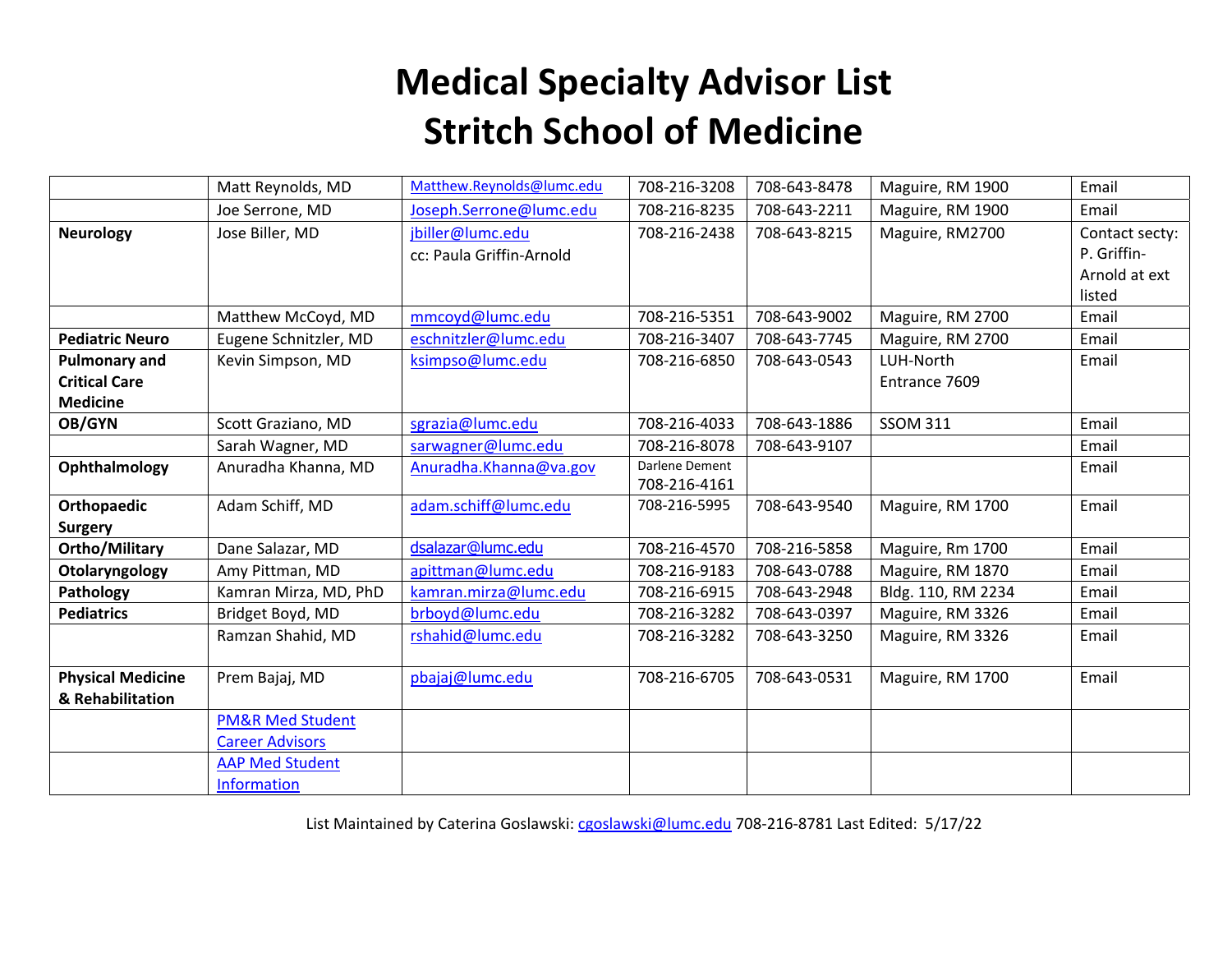# Medical Specialty Advisor List
# Stritch School of Medicine

| | | | | | | |
|---|---|---|---|---|---|---|
| | Matt Reynolds, MD | Matthew.Reynolds@lumc.edu | 708-216-3208 | 708-643-8478 | Maguire, RM 1900 | Email |
| | Joe Serrone, MD | Joseph.Serrone@lumc.edu | 708-216-8235 | 708-643-2211 | Maguire, RM 1900 | Email |
| **Neurology** | Jose Biller, MD | jbiller@lumc.edu cc: Paula Griffin-Arnold | 708-216-2438 | 708-643-8215 | Maguire, RM2700 | Contact secty: P. Griffin-Arnold at ext listed |
| | Matthew McCoyd, MD | mmcoyd@lumc.edu | 708-216-5351 | 708-643-9002 | Maguire, RM 2700 | Email |
| **Pediatric Neuro** | Eugene Schnitzler, MD | eschnitzler@lumc.edu | 708-216-3407 | 708-643-7745 | Maguire, RM 2700 | Email |
| **Pulmonary and Critical Care Medicine** | Kevin Simpson, MD | ksimpso@lumc.edu | 708-216-6850 | 708-643-0543 | LUH-North Entrance 7609 | Email |
| **OB/GYN** | Scott Graziano, MD | sgrazia@lumc.edu | 708-216-4033 | 708-643-1886 | SSOM 311 | Email |
| | Sarah Wagner, MD | sarwagner@lumc.edu | 708-216-8078 | 708-643-9107 | | Email |
| **Ophthalmology** | Anuradha Khanna, MD | Anuradha.Khanna@va.gov | Darlene Dement 708-216-4161 | | | Email |
| **Orthopaedic Surgery** | Adam Schiff, MD | adam.schiff@lumc.edu | 708-216-5995 | 708-643-9540 | Maguire, RM 1700 | Email |
| **Ortho/Military** | Dane Salazar, MD | dsalazar@lumc.edu | 708-216-4570 | 708-216-5858 | Maguire, Rm 1700 | Email |
| **Otolaryngology** | Amy Pittman, MD | apittman@lumc.edu | 708-216-9183 | 708-643-0788 | Maguire, RM 1870 | Email |
| **Pathology** | Kamran Mirza, MD, PhD | kamran.mirza@lumc.edu | 708-216-6915 | 708-643-2948 | Bldg. 110, RM 2234 | Email |
| **Pediatrics** | Bridget Boyd, MD | brboyd@lumc.edu | 708-216-3282 | 708-643-0397 | Maguire, RM 3326 | Email |
| | Ramzan Shahid, MD | rshahid@lumc.edu | 708-216-3282 | 708-643-3250 | Maguire, RM 3326 | Email |
| **Physical Medicine & Rehabilitation** | Prem Bajaj, MD | pbajaj@lumc.edu | 708-216-6705 | 708-643-0531 | Maguire, RM 1700 | Email |
| | PM&R Med Student Career Advisors | | | | | |
| | AAP Med Student Information | | | | | |

List Maintained by Caterina Goslawski: cgoslawski@lumc.edu 708-216-8781 Last Edited: 5/17/22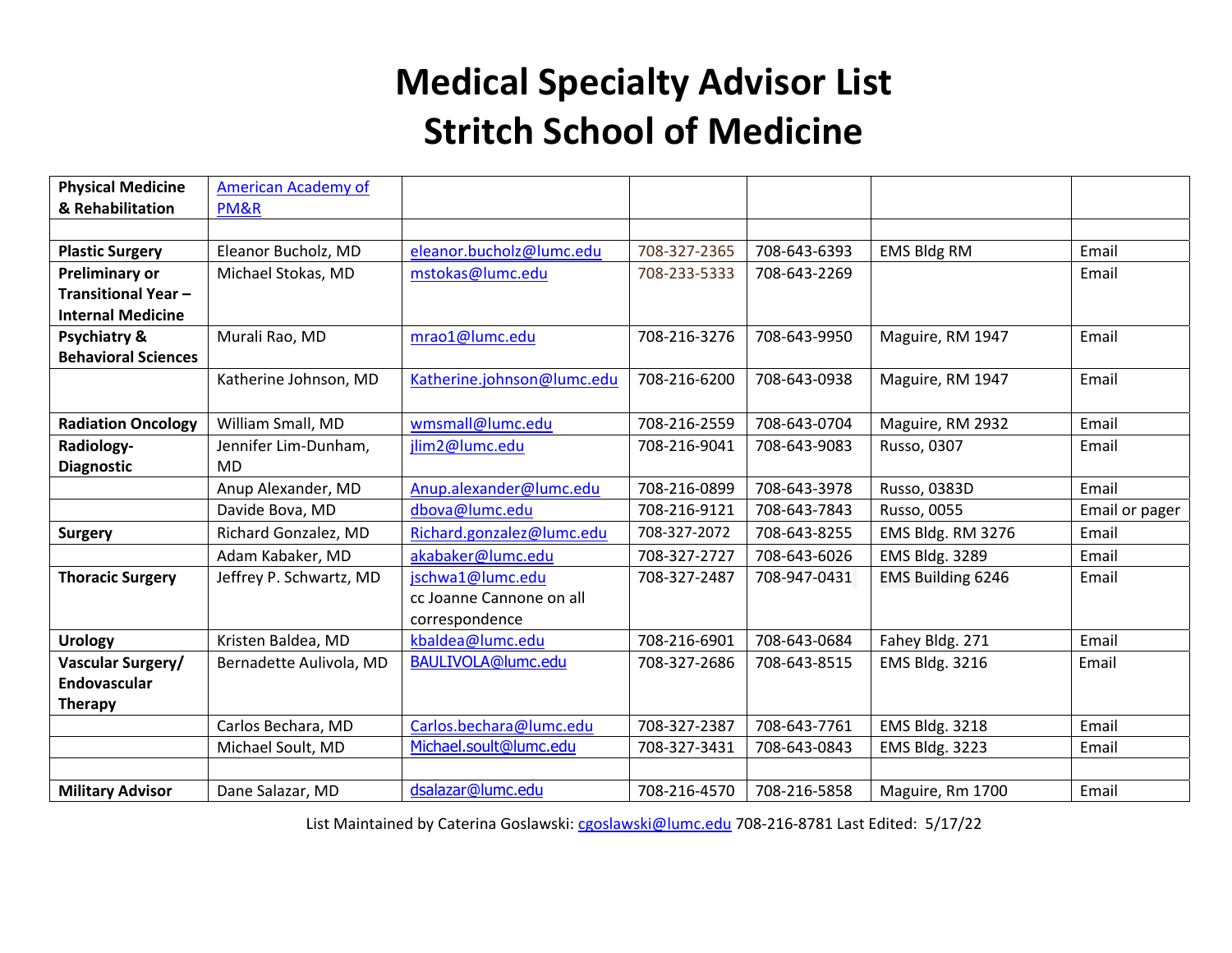# Medical Specialty Advisor List
# Stritch School of Medicine

| | | | | | | |
|---|---|---|---|---|---|---|
| **Physical Medicine & Rehabilitation** | American Academy of PM&R | | | | | |
| | | | | | | |
| **Plastic Surgery** | Eleanor Bucholz, MD | eleanor.bucholz@lumc.edu | 708-327-2365 | 708-643-6393 | EMS Bldg RM | Email |
| **Preliminary or Transitional Year – Internal Medicine** | Michael Stokas, MD | mstokas@lumc.edu | 708-233-5333 | 708-643-2269 | | Email |
| **Psychiatry & Behavioral Sciences** | Murali Rao, MD | mrao1@lumc.edu | 708-216-3276 | 708-643-9950 | Maguire, RM 1947 | Email |
| | Katherine Johnson, MD | Katherine.johnson@lumc.edu | 708-216-6200 | 708-643-0938 | Maguire, RM 1947 | Email |
| **Radiation Oncology** | William Small, MD | wmsmall@lumc.edu | 708-216-2559 | 708-643-0704 | Maguire, RM 2932 | Email |
| **Radiology- Diagnostic** | Jennifer Lim-Dunham, MD | jlim2@lumc.edu | 708-216-9041 | 708-643-9083 | Russo, 0307 | Email |
| | Anup Alexander, MD | Anup.alexander@lumc.edu | 708-216-0899 | 708-643-3978 | Russo, 0383D | Email |
| | Davide Bova, MD | dbova@lumc.edu | 708-216-9121 | 708-643-7843 | Russo, 0055 | Email or pager |
| **Surgery** | Richard Gonzalez, MD | Richard.gonzalez@lumc.edu | 708-327-2072 | 708-643-8255 | EMS Bldg. RM 3276 | Email |
| | Adam Kabaker, MD | akabaker@lumc.edu | 708-327-2727 | 708-643-6026 | EMS Bldg. 3289 | Email |
| **Thoracic Surgery** | Jeffrey P. Schwartz, MD | jschwa1@lumc.edu cc Joanne Cannone on all correspondence | 708-327-2487 | 708-947-0431 | EMS Building 6246 | Email |
| **Urology** | Kristen Baldea, MD | kbaldea@lumc.edu | 708-216-6901 | 708-643-0684 | Fahey Bldg. 271 | Email |
| **Vascular Surgery/ Endovascular Therapy** | Bernadette Aulivola, MD | BAULIVOLA@lumc.edu | 708-327-2686 | 708-643-8515 | EMS Bldg. 3216 | Email |
| | Carlos Bechara, MD | Carlos.bechara@lumc.edu | 708-327-2387 | 708-643-7761 | EMS Bldg. 3218 | Email |
| | Michael Soult, MD | Michael.soult@lumc.edu | 708-327-3431 | 708-643-0843 | EMS Bldg. 3223 | Email |
| | | | | | | |
| **Military Advisor** | Dane Salazar, MD | dsalazar@lumc.edu | 708-216-4570 | 708-216-5858 | Maguire, Rm 1700 | Email |

List Maintained by Caterina Goslawski: cgoslawski@lumc.edu 708-216-8781 Last Edited: 5/17/22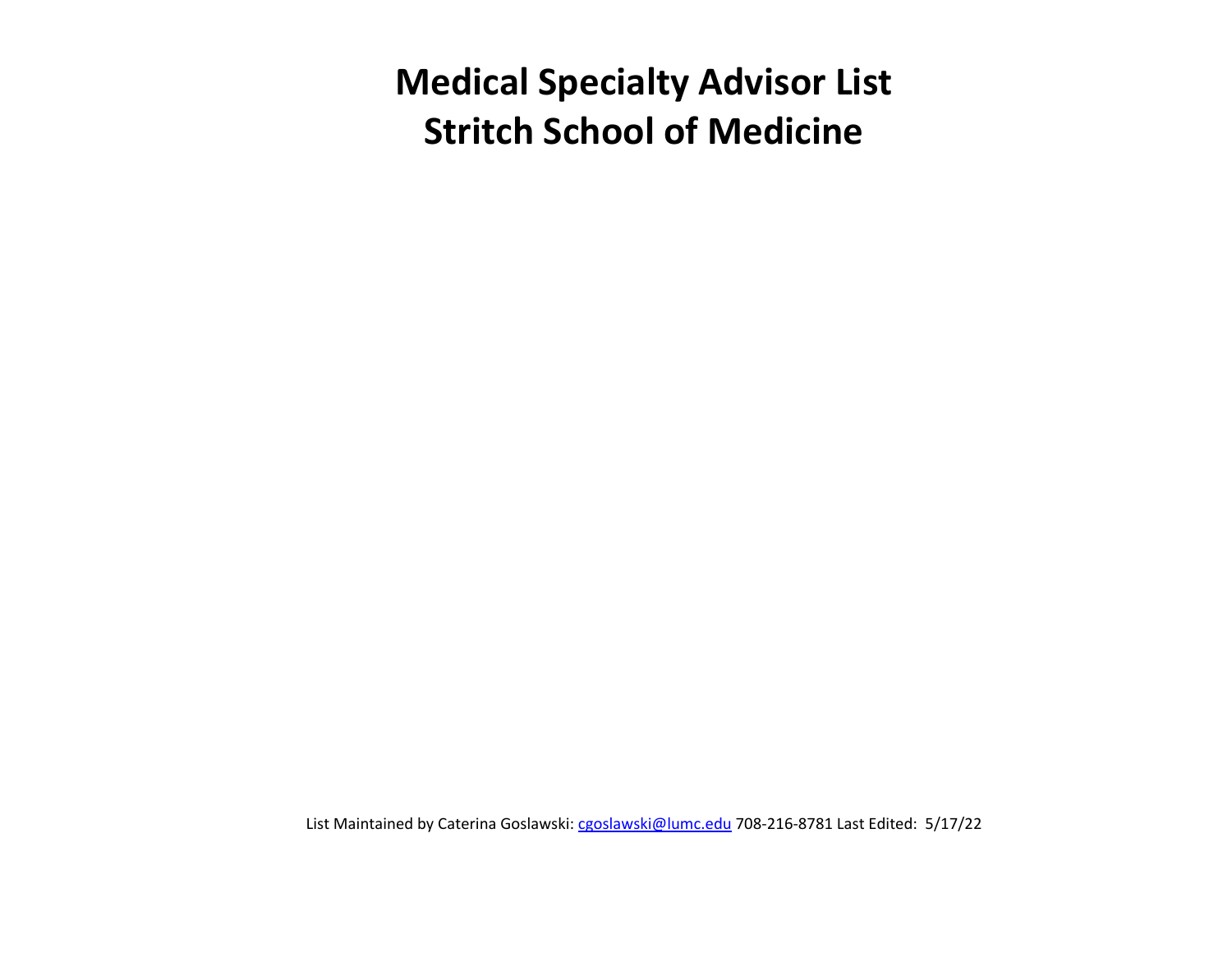# Medical Specialty Advisor List
# Stritch School of Medicine

List Maintained by Caterina Goslawski: [cgoslawski@lumc.edu](mailto:cgoslawski@lumc.edu) 708-216-8781 Last Edited: 5/17/22